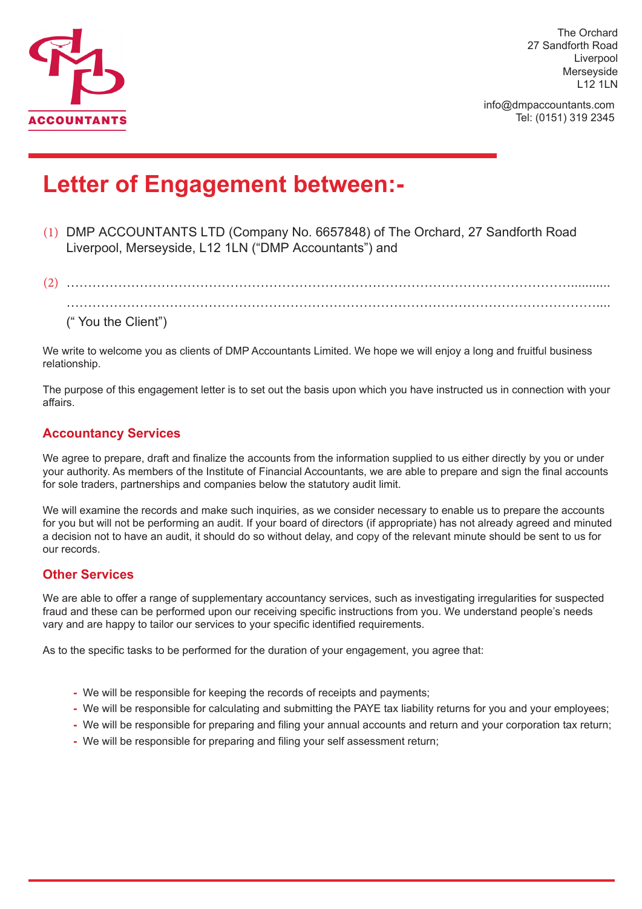ACCOUNTANTS

The Orchard
27 Sandforth Road
Liverpool
Merseyside
L12 1LN

info@dmpaccountants.com
Tel: (0151) 319 2345

# Letter of Engagement between:-

(1) DMP ACCOUNTANTS LTD (Company No. 6657848) of The Orchard, 27 Sandforth Road Liverpool, Merseyside, L12 1LN ("DMP Accountants") and

(2) ……………………………………………………………………………………………………………...........

……………………………………………………………………………………………………………….....

(" You the Client")

We write to welcome you as clients of DMP Accountants Limited. We hope we will enjoy a long and fruitful business relationship.

The purpose of this engagement letter is to set out the basis upon which you have instructed us in connection with your affairs.

## Accountancy Services

We agree to prepare, draft and finalize the accounts from the information supplied to us either directly by you or under your authority. As members of the Institute of Financial Accountants, we are able to prepare and sign the final accounts for sole traders, partnerships and companies below the statutory audit limit.

We will examine the records and make such inquiries, as we consider necessary to enable us to prepare the accounts for you but will not be performing an audit. If your board of directors (if appropriate) has not already agreed and minuted a decision not to have an audit, it should do so without delay, and copy of the relevant minute should be sent to us for our records.

## Other Services

We are able to offer a range of supplementary accountancy services, such as investigating irregularities for suspected fraud and these can be performed upon our receiving specific instructions from you. We understand people's needs vary and are happy to tailor our services to your specific identified requirements.

As to the specific tasks to be performed for the duration of your engagement, you agree that:

- We will be responsible for keeping the records of receipts and payments;
- We will be responsible for calculating and submitting the PAYE tax liability returns for you and your employees;
- We will be responsible for preparing and filing your annual accounts and return and your corporation tax return;
- We will be responsible for preparing and filing your self assessment return;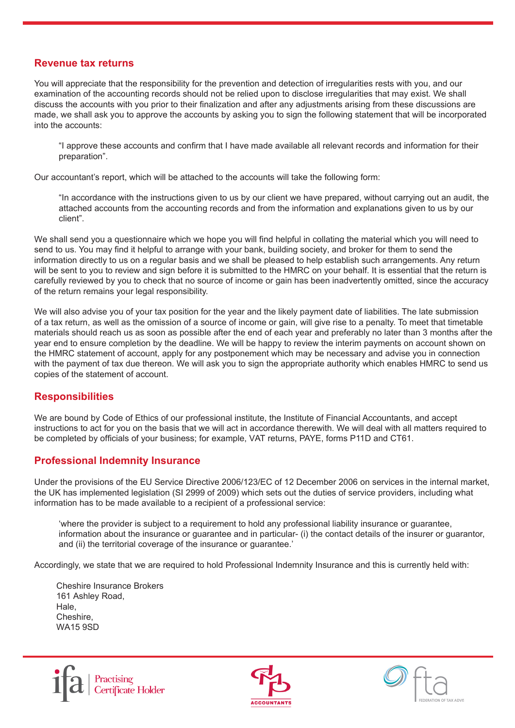## Revenue tax returns

You will appreciate that the responsibility for the prevention and detection of irregularities rests with you, and our examination of the accounting records should not be relied upon to disclose irregularities that may exist. We shall discuss the accounts with you prior to their finalization and after any adjustments arising from these discussions are made, we shall ask you to approve the accounts by asking you to sign the following statement that will be incorporated into the accounts:

> "I approve these accounts and confirm that I have made available all relevant records and information for their preparation".

Our accountant's report, which will be attached to the accounts will take the following form:

> "In accordance with the instructions given to us by our client we have prepared, without carrying out an audit, the attached accounts from the accounting records and from the information and explanations given to us by our client".

We shall send you a questionnaire which we hope you will find helpful in collating the material which you will need to send to us. You may find it helpful to arrange with your bank, building society, and broker for them to send the information directly to us on a regular basis and we shall be pleased to help establish such arrangements. Any return will be sent to you to review and sign before it is submitted to the HMRC on your behalf. It is essential that the return is carefully reviewed by you to check that no source of income or gain has been inadvertently omitted, since the accuracy of the return remains your legal responsibility.

We will also advise you of your tax position for the year and the likely payment date of liabilities. The late submission of a tax return, as well as the omission of a source of income or gain, will give rise to a penalty. To meet that timetable materials should reach us as soon as possible after the end of each year and preferably no later than 3 months after the year end to ensure completion by the deadline. We will be happy to review the interim payments on account shown on the HMRC statement of account, apply for any postponement which may be necessary and advise you in connection with the payment of tax due thereon. We will ask you to sign the appropriate authority which enables HMRC to send us copies of the statement of account.

## Responsibilities

We are bound by Code of Ethics of our professional institute, the Institute of Financial Accountants, and accept instructions to act for you on the basis that we will act in accordance therewith. We will deal with all matters required to be completed by officials of your business; for example, VAT returns, PAYE, forms P11D and CT61.

## Professional Indemnity Insurance

Under the provisions of the EU Service Directive 2006/123/EC of 12 December 2006 on services in the internal market, the UK has implemented legislation (SI 2999 of 2009) which sets out the duties of service providers, including what information has to be made available to a recipient of a professional service:

> 'where the provider is subject to a requirement to hold any professional liability insurance or guarantee, information about the insurance or guarantee and in particular- (i) the contact details of the insurer or guarantor, and (ii) the territorial coverage of the insurance or guarantee.'

Accordingly, we state that we are required to hold Professional Indemnity Insurance and this is currently held with:

Cheshire Insurance Brokers
161 Ashley Road,
Hale,
Cheshire,
WA15 9SD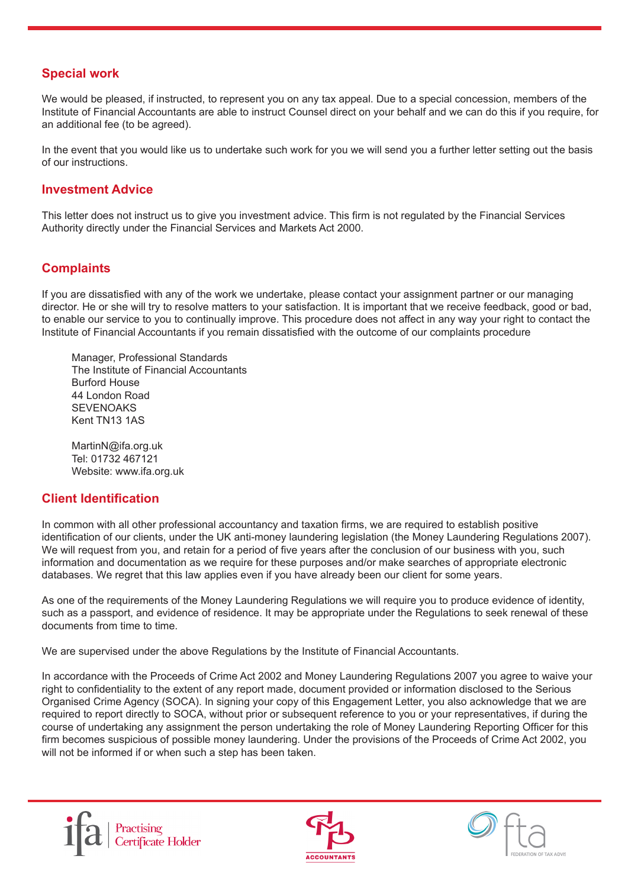## Special work

We would be pleased, if instructed, to represent you on any tax appeal. Due to a special concession, members of the Institute of Financial Accountants are able to instruct Counsel direct on your behalf and we can do this if you require, for an additional fee (to be agreed).

In the event that you would like us to undertake such work for you we will send you a further letter setting out the basis of our instructions.

## Investment Advice

This letter does not instruct us to give you investment advice. This firm is not regulated by the Financial Services Authority directly under the Financial Services and Markets Act 2000.

## Complaints

If you are dissatisfied with any of the work we undertake, please contact your assignment partner or our managing director. He or she will try to resolve matters to your satisfaction. It is important that we receive feedback, good or bad, to enable our service to you to continually improve. This procedure does not affect in any way your right to contact the Institute of Financial Accountants if you remain dissatisfied with the outcome of our complaints procedure

Manager, Professional Standards
The Institute of Financial Accountants
Burford House
44 London Road
SEVENOAKS
Kent TN13 1AS

MartinN@ifa.org.uk
Tel: 01732 467121
Website: www.ifa.org.uk

## Client Identification

In common with all other professional accountancy and taxation firms, we are required to establish positive identification of our clients, under the UK anti-money laundering legislation (the Money Laundering Regulations 2007). We will request from you, and retain for a period of five years after the conclusion of our business with you, such information and documentation as we require for these purposes and/or make searches of appropriate electronic databases. We regret that this law applies even if you have already been our client for some years.

As one of the requirements of the Money Laundering Regulations we will require you to produce evidence of identity, such as a passport, and evidence of residence. It may be appropriate under the Regulations to seek renewal of these documents from time to time.

We are supervised under the above Regulations by the Institute of Financial Accountants.

In accordance with the Proceeds of Crime Act 2002 and Money Laundering Regulations 2007 you agree to waive your right to confidentiality to the extent of any report made, document provided or information disclosed to the Serious Organised Crime Agency (SOCA). In signing your copy of this Engagement Letter, you also acknowledge that we are required to report directly to SOCA, without prior or subsequent reference to you or your representatives, if during the course of undertaking any assignment the person undertaking the role of Money Laundering Reporting Officer for this firm becomes suspicious of possible money laundering. Under the provisions of the Proceeds of Crime Act 2002, you will not be informed if or when such a step has been taken.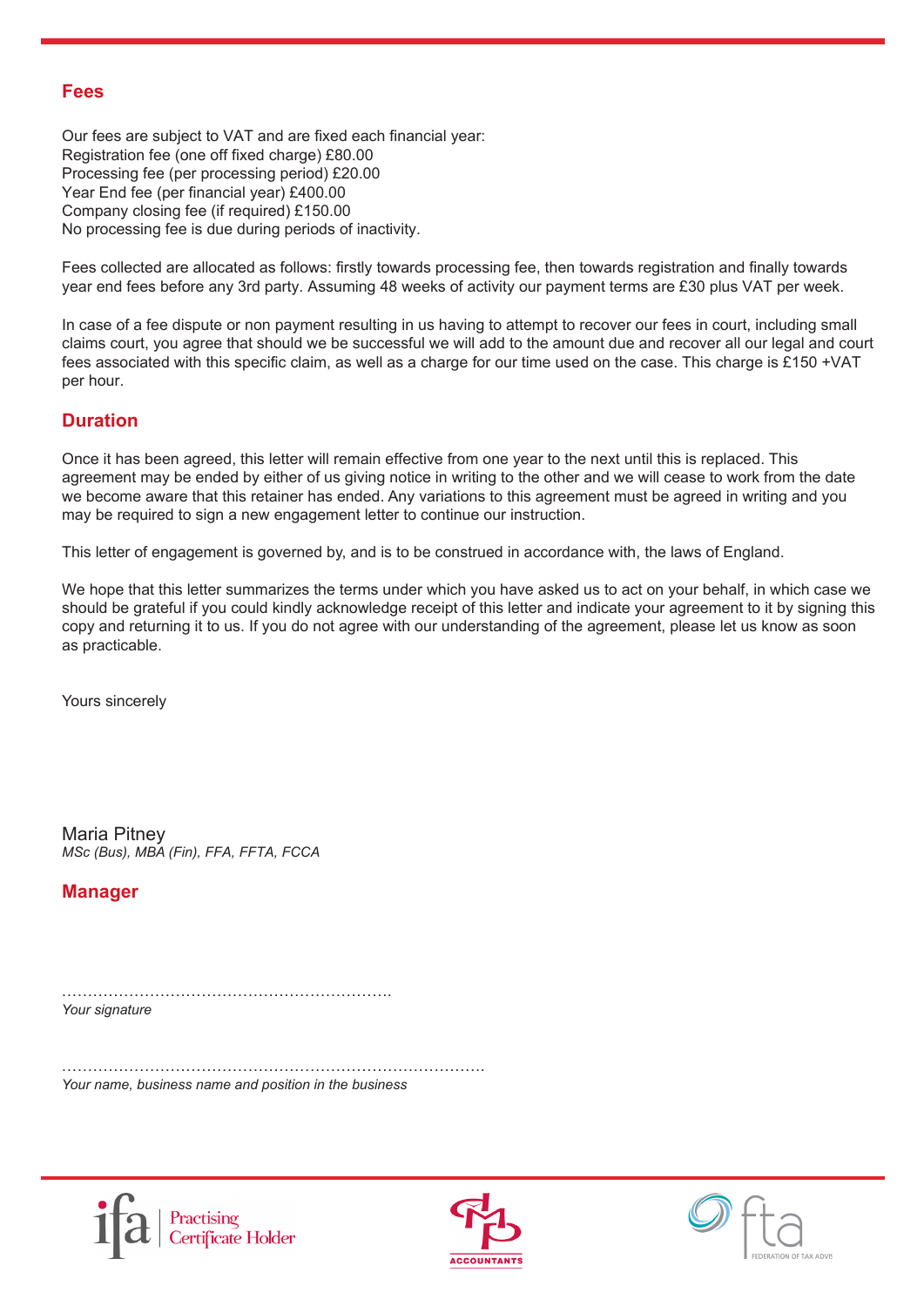## Fees

Our fees are subject to VAT and are fixed each financial year:
Registration fee (one off fixed charge) £80.00
Processing fee (per processing period) £20.00
Year End fee (per financial year) £400.00
Company closing fee (if required) £150.00
No processing fee is due during periods of inactivity.

Fees collected are allocated as follows: firstly towards processing fee, then towards registration and finally towards year end fees before any 3rd party. Assuming 48 weeks of activity our payment terms are £30 plus VAT per week.

In case of a fee dispute or non payment resulting in us having to attempt to recover our fees in court, including small claims court, you agree that should we be successful we will add to the amount due and recover all our legal and court fees associated with this specific claim, as well as a charge for our time used on the case. This charge is £150 +VAT per hour.

## Duration

Once it has been agreed, this letter will remain effective from one year to the next until this is replaced. This agreement may be ended by either of us giving notice in writing to the other and we will cease to work from the date we become aware that this retainer has ended. Any variations to this agreement must be agreed in writing and you may be required to sign a new engagement letter to continue our instruction.

This letter of engagement is governed by, and is to be construed in accordance with, the laws of England.

We hope that this letter summarizes the terms under which you have asked us to act on your behalf, in which case we should be grateful if you could kindly acknowledge receipt of this letter and indicate your agreement to it by signing this copy and returning it to us. If you do not agree with our understanding of the agreement, please let us know as soon as practicable.

Yours sincerely

Maria Pitney
*MSc (Bus), MBA (Fin), FFA, FFTA, FCCA*

## Manager

…………………………………………………….
*Your signature*

……………………………………………………………………
*Your name, business name and position in the business*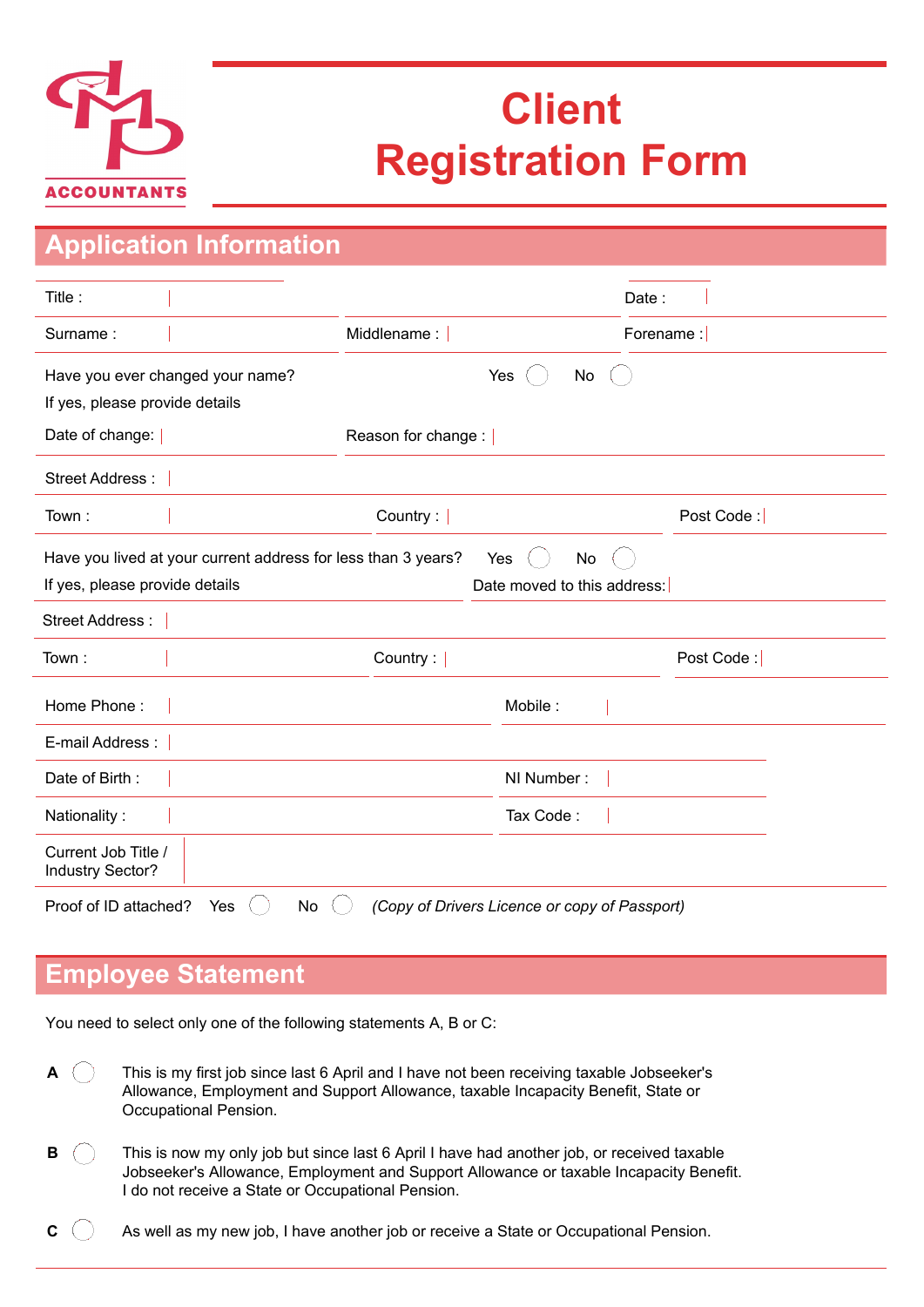ACCOUNTANTS

# Client Registration Form

## Application Information

Title :

Date :

Surname : | Middlename : | Forename :

Have you ever changed your name? Yes ◯ No ◯

If yes, please provide details

Date of change: | Reason for change :

Street Address :

Town : | Country : | Post Code :

Have you lived at your current address for less than 3 years? Yes ◯ No ◯

If yes, please provide details | Date moved to this address:

Street Address :

Town : | Country : | Post Code :

Home Phone : | Mobile :

E-mail Address :

Date of Birth : | NI Number :

Nationality : | Tax Code :

Current Job Title / Industry Sector?

Proof of ID attached? Yes ◯ No ◯ *(Copy of Drivers Licence or copy of Passport)*

## Employee Statement

You need to select only one of the following statements A, B or C:

**A** ◯ This is my first job since last 6 April and I have not been receiving taxable Jobseeker's Allowance, Employment and Support Allowance, taxable Incapacity Benefit, State or Occupational Pension.

**B** ◯ This is now my only job but since last 6 April I have had another job, or received taxable Jobseeker's Allowance, Employment and Support Allowance or taxable Incapacity Benefit. I do not receive a State or Occupational Pension.

**C** ◯ As well as my new job, I have another job or receive a State or Occupational Pension.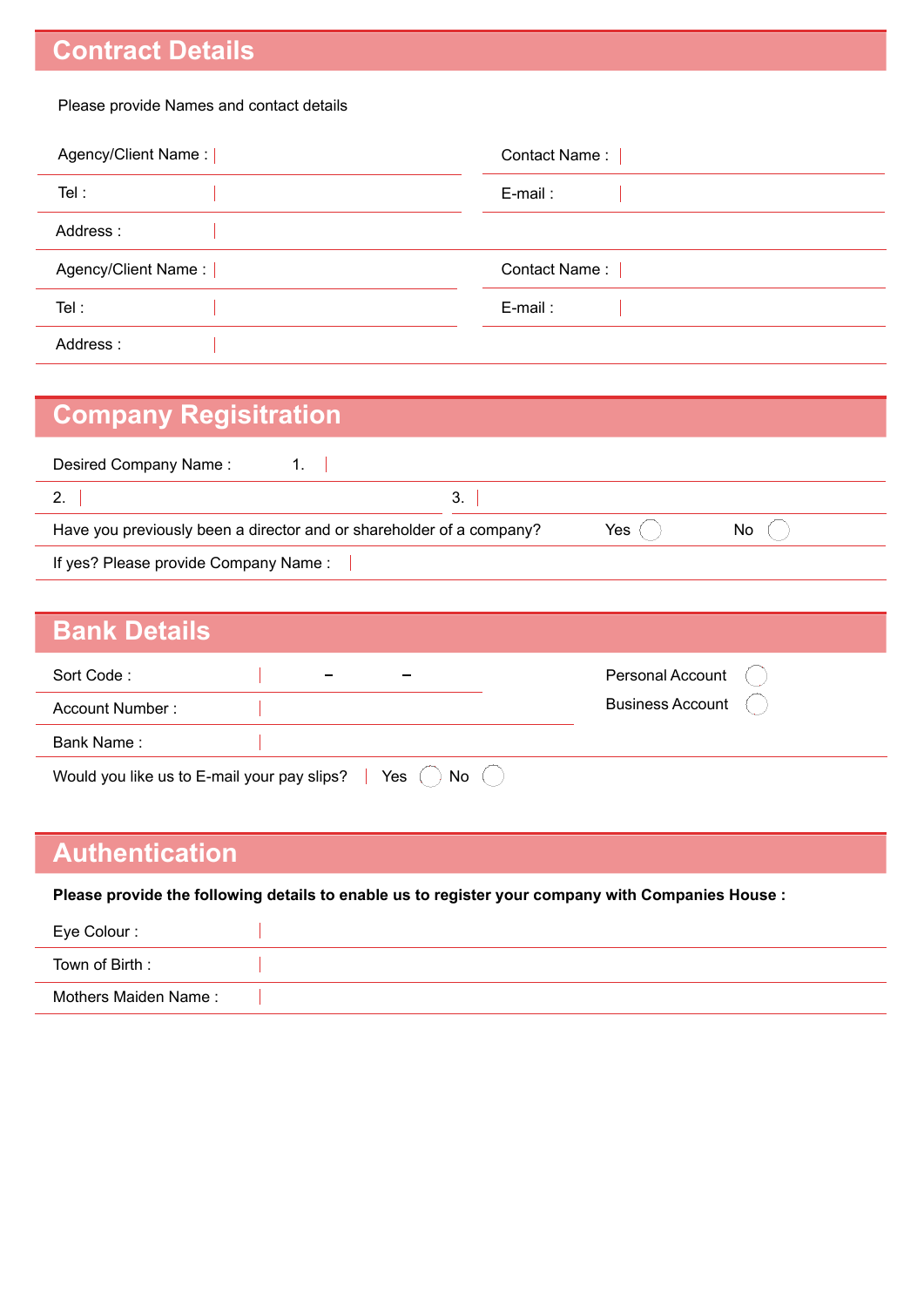## Contract Details

Please provide Names and contact details

| | | | |
|---|---|---|---|
| Agency/Client Name : | | Contact Name : | |
| Tel : | | E-mail : | |
| Address : | | | |
| Agency/Client Name : | | Contact Name : | |
| Tel : | | E-mail : | |
| Address : | | | |

## Company Regisitration

Desired Company Name : 1.

2. 3.

Have you previously been a director and or shareholder of a company? Yes ◯ No ◯

If yes? Please provide Company Name :

## Bank Details

Sort Code : – –

Account Number :

Bank Name :

Personal Account ◯

Business Account ◯

Would you like us to E-mail your pay slips? Yes ◯ No ◯

## Authentication

**Please provide the following details to enable us to register your company with Companies House :**

Eye Colour :

Town of Birth :

Mothers Maiden Name :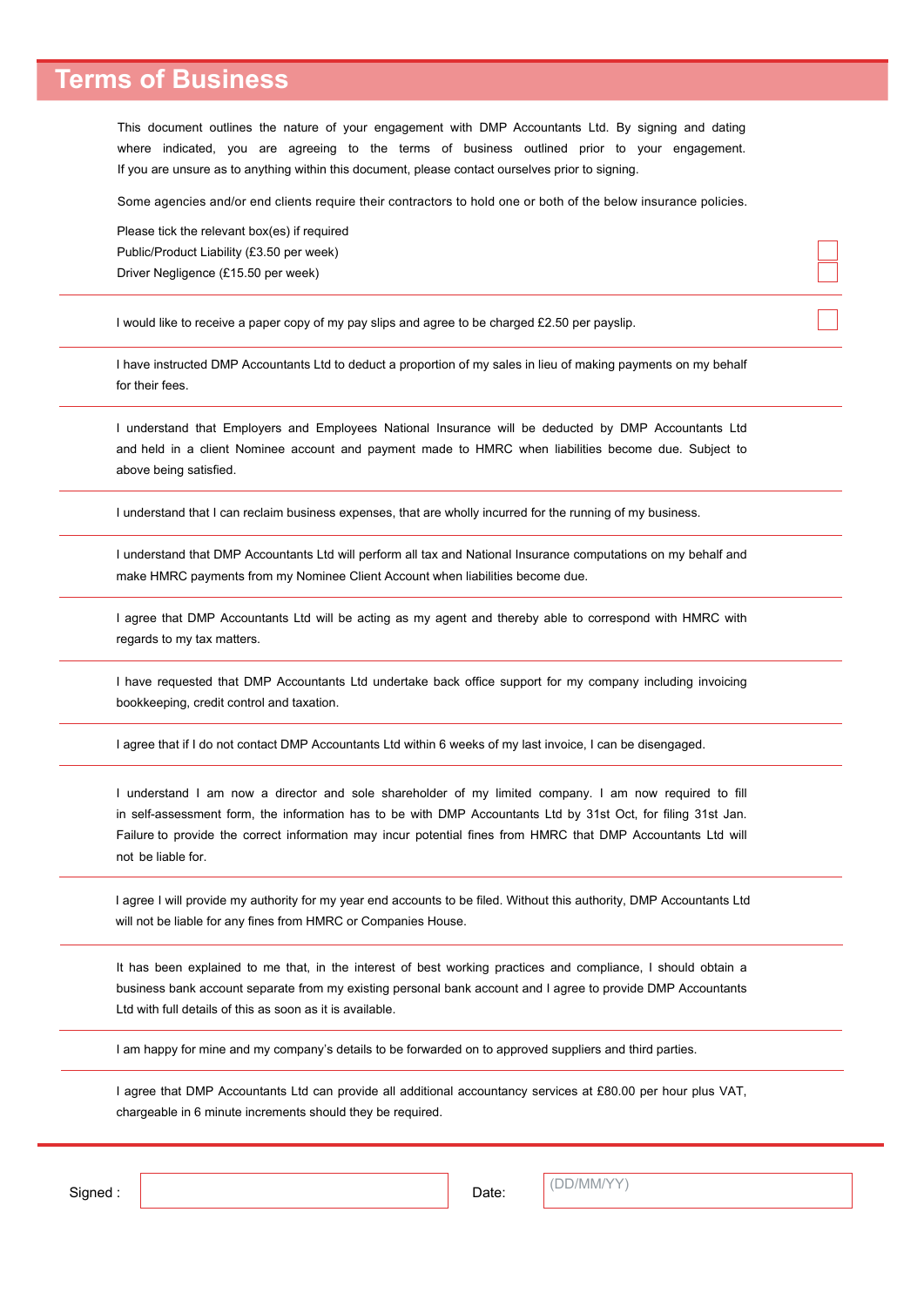# Terms of Business

This document outlines the nature of your engagement with DMP Accountants Ltd. By signing and dating where indicated, you are agreeing to the terms of business outlined prior to your engagement. If you are unsure as to anything within this document, please contact ourselves prior to signing.

Some agencies and/or end clients require their contractors to hold one or both of the below insurance policies.

Please tick the relevant box(es) if required

Public/Product Liability (£3.50 per week) ☐

Driver Negligence (£15.50 per week) ☐

---

I would like to receive a paper copy of my pay slips and agree to be charged £2.50 per payslip. ☐

---

I have instructed DMP Accountants Ltd to deduct a proportion of my sales in lieu of making payments on my behalf for their fees.

---

I understand that Employers and Employees National Insurance will be deducted by DMP Accountants Ltd and held in a client Nominee account and payment made to HMRC when liabilities become due. Subject to above being satisfied.

---

I understand that I can reclaim business expenses, that are wholly incurred for the running of my business.

---

I understand that DMP Accountants Ltd will perform all tax and National Insurance computations on my behalf and make HMRC payments from my Nominee Client Account when liabilities become due.

---

I agree that DMP Accountants Ltd will be acting as my agent and thereby able to correspond with HMRC with regards to my tax matters.

---

I have requested that DMP Accountants Ltd undertake back office support for my company including invoicing bookkeeping, credit control and taxation.

---

I agree that if I do not contact DMP Accountants Ltd within 6 weeks of my last invoice, I can be disengaged.

---

I understand I am now a director and sole shareholder of my limited company. I am now required to fill in self-assessment form, the information has to be with DMP Accountants Ltd by 31st Oct, for filing 31st Jan. Failure to provide the correct information may incur potential fines from HMRC that DMP Accountants Ltd will not be liable for.

---

I agree I will provide my authority for my year end accounts to be filed. Without this authority, DMP Accountants Ltd will not be liable for any fines from HMRC or Companies House.

---

It has been explained to me that, in the interest of best working practices and compliance, I should obtain a business bank account separate from my existing personal bank account and I agree to provide DMP Accountants Ltd with full details of this as soon as it is available.

---

I am happy for mine and my company's details to be forwarded on to approved suppliers and third parties.

---

I agree that DMP Accountants Ltd can provide all additional accountancy services at £80.00 per hour plus VAT, chargeable in 6 minute increments should they be required.

---

Signed : ____________________ Date: (DD/MM/YY)